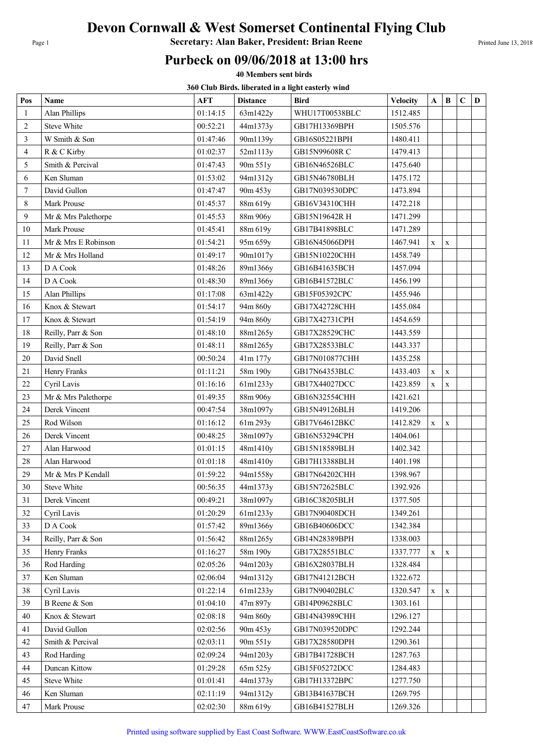# Devon Cornwall & West Somerset Continental Flying Club

**Secretary: Alan Baker, President: Brian Reene**

## Purbeck on 09/06/2018 at 13:00 hrs

**40 Members sent birds**

**360 Club Birds. liberated in a light easterly wind**

| Pos | Name | AFT | Distance | Bird | Velocity | A | B | C | D |
|---|---|---|---|---|---|---|---|---|---|
| 1 | Alan Phillips | 01:14:15 | 63m1422y | WHU17T00538BLC | 1512.485 | | | | |
| 2 | Steve White | 00:52:21 | 44m1373y | GB17H13369BPH | 1505.576 | | | | |
| 3 | W Smith & Son | 01:47:46 | 90m1139y | GB16S05221BPH | 1480.411 | | | | |
| 4 | R & C Kirby | 01:02:37 | 52m1113y | GB15N99608R C | 1479.413 | | | | |
| 5 | Smith & Percival | 01:47:43 | 90m 551y | GB16N46526BLC | 1475.640 | | | | |
| 6 | Ken Sluman | 01:53:02 | 94m1312y | GB15N46780BLH | 1475.172 | | | | |
| 7 | David Gullon | 01:47:47 | 90m 453y | GB17N039530DPC | 1473.894 | | | | |
| 8 | Mark Prouse | 01:45:37 | 88m 619y | GB16V34310CHH | 1472.218 | | | | |
| 9 | Mr & Mrs Palethorpe | 01:45:53 | 88m 906y | GB15N19642R H | 1471.299 | | | | |
| 10 | Mark Prouse | 01:45:41 | 88m 619y | GB17B41898BLC | 1471.289 | | | | |
| 11 | Mr & Mrs E Robinson | 01:54:21 | 95m 659y | GB16N45066DPH | 1467.941 | x | x | | |
| 12 | Mr & Mrs Holland | 01:49:17 | 90m1017y | GB15N10220CHH | 1458.749 | | | | |
| 13 | D A Cook | 01:48:26 | 89m1366y | GB16B41635BCH | 1457.094 | | | | |
| 14 | D A Cook | 01:48:30 | 89m1366y | GB16B41572BLC | 1456.199 | | | | |
| 15 | Alan Phillips | 01:17:08 | 63m1422y | GB15F05392CPC | 1455.946 | | | | |
| 16 | Knox & Stewart | 01:54:17 | 94m 860y | GB17X42728CHH | 1455.084 | | | | |
| 17 | Knox & Stewart | 01:54:19 | 94m 860y | GB17X42731CPH | 1454.659 | | | | |
| 18 | Reilly, Parr & Son | 01:48:10 | 88m1265y | GB17X28529CHC | 1443.559 | | | | |
| 19 | Reilly, Parr & Son | 01:48:11 | 88m1265y | GB17X28533BLC | 1443.337 | | | | |
| 20 | David Snell | 00:50:24 | 41m 177y | GB17N010877CHH | 1435.258 | | | | |
| 21 | Henry Franks | 01:11:21 | 58m 190y | GB17N64353BLC | 1433.403 | x | x | | |
| 22 | Cyril Lavis | 01:16:16 | 61m1233y | GB17X44027DCC | 1423.859 | x | x | | |
| 23 | Mr & Mrs Palethorpe | 01:49:35 | 88m 906y | GB16N32554CHH | 1421.621 | | | | |
| 24 | Derek Vincent | 00:47:54 | 38m1097y | GB15N49126BLH | 1419.206 | | | | |
| 25 | Rod Wilson | 01:16:12 | 61m 293y | GB17V64612BKC | 1412.829 | x | x | | |
| 26 | Derek Vincent | 00:48:25 | 38m1097y | GB16N53294CPH | 1404.061 | | | | |
| 27 | Alan Harwood | 01:01:15 | 48m1410y | GB15N18589BLH | 1402.342 | | | | |
| 28 | Alan Harwood | 01:01:18 | 48m1410y | GB17H13388BLH | 1401.198 | | | | |
| 29 | Mr & Mrs P Kendall | 01:59:22 | 94m1558y | GB17N64202CHH | 1398.967 | | | | |
| 30 | Steve White | 00:56:35 | 44m1373y | GB15N72625BLC | 1392.926 | | | | |
| 31 | Derek Vincent | 00:49:21 | 38m1097y | GB16C38205BLH | 1377.505 | | | | |
| 32 | Cyril Lavis | 01:20:29 | 61m1233y | GB17N90408DCH | 1349.261 | | | | |
| 33 | D A Cook | 01:57:42 | 89m1366y | GB16B40606DCC | 1342.384 | | | | |
| 34 | Reilly, Parr & Son | 01:56:42 | 88m1265y | GB14N28389BPH | 1338.003 | | | | |
| 35 | Henry Franks | 01:16:27 | 58m 190y | GB17X28551BLC | 1337.777 | x | x | | |
| 36 | Rod Harding | 02:05:26 | 94m1203y | GB16X28037BLH | 1328.484 | | | | |
| 37 | Ken Sluman | 02:06:04 | 94m1312y | GB17N41212BCH | 1322.672 | | | | |
| 38 | Cyril Lavis | 01:22:14 | 61m1233y | GB17N90402BLC | 1320.547 | x | x | | |
| 39 | B Reene & Son | 01:04:10 | 47m 897y | GB14P09628BLC | 1303.161 | | | | |
| 40 | Knox & Stewart | 02:08:18 | 94m 860y | GB14N43989CHH | 1296.127 | | | | |
| 41 | David Gullon | 02:02:56 | 90m 453y | GB17N039520DPC | 1292.244 | | | | |
| 42 | Smith & Percival | 02:03:11 | 90m 551y | GB17X28580DPH | 1290.361 | | | | |
| 43 | Rod Harding | 02:09:24 | 94m1203y | GB17B41728BCH | 1287.763 | | | | |
| 44 | Duncan Kittow | 01:29:28 | 65m 525y | GB15F05272DCC | 1284.483 | | | | |
| 45 | Steve White | 01:01:41 | 44m1373y | GB17H13372BPC | 1277.750 | | | | |
| 46 | Ken Sluman | 02:11:19 | 94m1312y | GB13B41637BCH | 1269.795 | | | | |
| 47 | Mark Prouse | 02:02:30 | 88m 619y | GB16B41527BLH | 1269.326 | | | | |

Printed using software supplied by East Coast Software. WWW.EastCoastSoftware.co.uk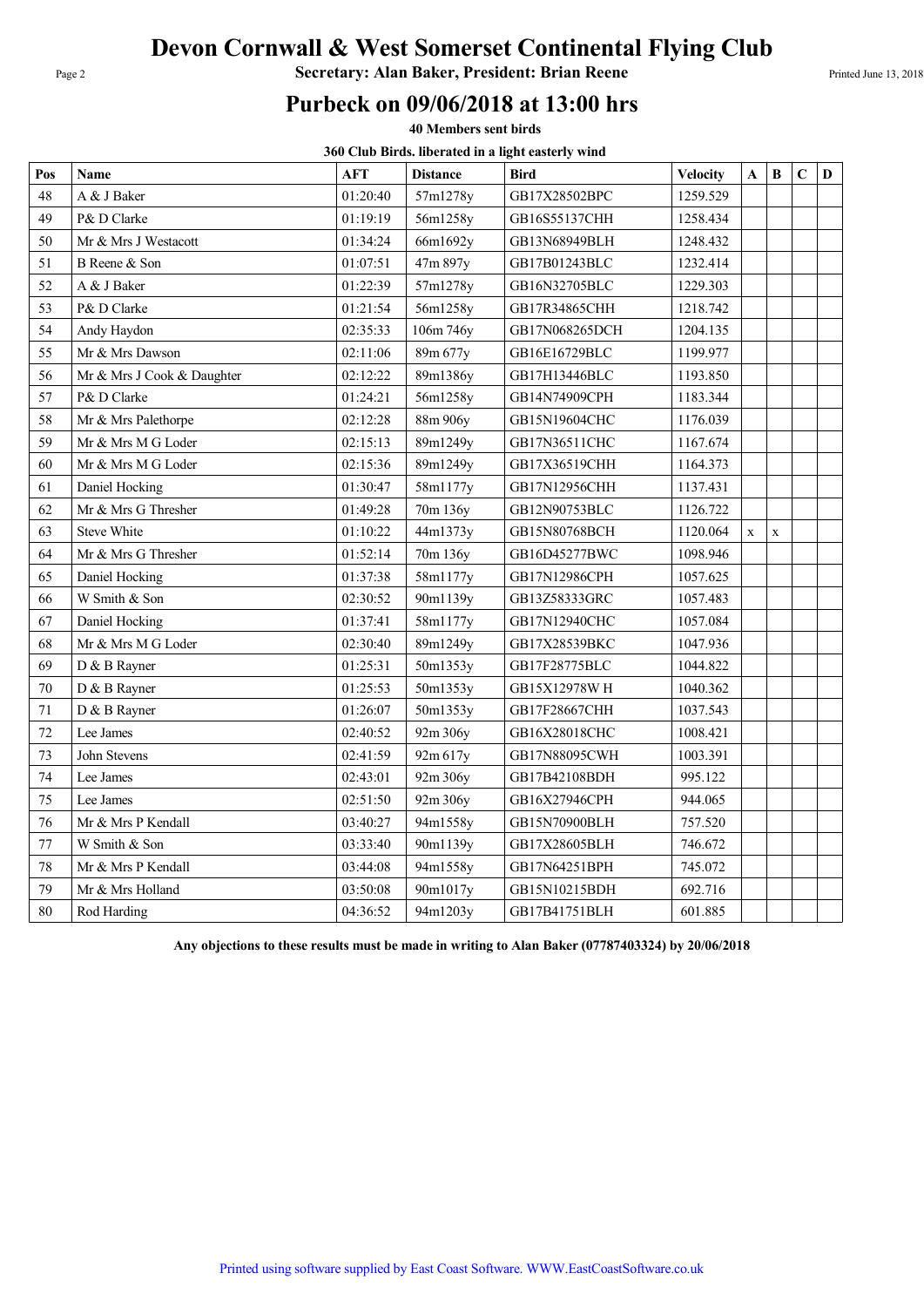# Devon Cornwall & West Somerset Continental Flying Club

**Secretary: Alan Baker, President: Brian Reene**

## Purbeck on 09/06/2018 at 13:00 hrs

**40 Members sent birds**

**360 Club Birds. liberated in a light easterly wind**

| Pos | Name | AFT | Distance | Bird | Velocity | A | B | C | D |
|---|---|---|---|---|---|---|---|---|---|
| 48 | A & J Baker | 01:20:40 | 57m1278y | GB17X28502BPC | 1259.529 | | | | |
| 49 | P& D Clarke | 01:19:19 | 56m1258y | GB16S55137CHH | 1258.434 | | | | |
| 50 | Mr & Mrs J Westacott | 01:34:24 | 66m1692y | GB13N68949BLH | 1248.432 | | | | |
| 51 | B Reene & Son | 01:07:51 | 47m 897y | GB17B01243BLC | 1232.414 | | | | |
| 52 | A & J Baker | 01:22:39 | 57m1278y | GB16N32705BLC | 1229.303 | | | | |
| 53 | P& D Clarke | 01:21:54 | 56m1258y | GB17R34865CHH | 1218.742 | | | | |
| 54 | Andy Haydon | 02:35:33 | 106m 746y | GB17N068265DCH | 1204.135 | | | | |
| 55 | Mr & Mrs Dawson | 02:11:06 | 89m 677y | GB16E16729BLC | 1199.977 | | | | |
| 56 | Mr & Mrs J Cook & Daughter | 02:12:22 | 89m1386y | GB17H13446BLC | 1193.850 | | | | |
| 57 | P& D Clarke | 01:24:21 | 56m1258y | GB14N74909CPH | 1183.344 | | | | |
| 58 | Mr & Mrs Palethorpe | 02:12:28 | 88m 906y | GB15N19604CHC | 1176.039 | | | | |
| 59 | Mr & Mrs M G Loder | 02:15:13 | 89m1249y | GB17N36511CHC | 1167.674 | | | | |
| 60 | Mr & Mrs M G Loder | 02:15:36 | 89m1249y | GB17X36519CHH | 1164.373 | | | | |
| 61 | Daniel Hocking | 01:30:47 | 58m1177y | GB17N12956CHH | 1137.431 | | | | |
| 62 | Mr & Mrs G Thresher | 01:49:28 | 70m 136y | GB12N90753BLC | 1126.722 | | | | |
| 63 | Steve White | 01:10:22 | 44m1373y | GB15N80768BCH | 1120.064 | x | x | | |
| 64 | Mr & Mrs G Thresher | 01:52:14 | 70m 136y | GB16D45277BWC | 1098.946 | | | | |
| 65 | Daniel Hocking | 01:37:38 | 58m1177y | GB17N12986CPH | 1057.625 | | | | |
| 66 | W Smith & Son | 02:30:52 | 90m1139y | GB13Z58333GRC | 1057.483 | | | | |
| 67 | Daniel Hocking | 01:37:41 | 58m1177y | GB17N12940CHC | 1057.084 | | | | |
| 68 | Mr & Mrs M G Loder | 02:30:40 | 89m1249y | GB17X28539BKC | 1047.936 | | | | |
| 69 | D & B Rayner | 01:25:31 | 50m1353y | GB17F28775BLC | 1044.822 | | | | |
| 70 | D & B Rayner | 01:25:53 | 50m1353y | GB15X12978W H | 1040.362 | | | | |
| 71 | D & B Rayner | 01:26:07 | 50m1353y | GB17F28667CHH | 1037.543 | | | | |
| 72 | Lee James | 02:40:52 | 92m 306y | GB16X28018CHC | 1008.421 | | | | |
| 73 | John Stevens | 02:41:59 | 92m 617y | GB17N88095CWH | 1003.391 | | | | |
| 74 | Lee James | 02:43:01 | 92m 306y | GB17B42108BDH | 995.122 | | | | |
| 75 | Lee James | 02:51:50 | 92m 306y | GB16X27946CPH | 944.065 | | | | |
| 76 | Mr & Mrs P Kendall | 03:40:27 | 94m1558y | GB15N70900BLH | 757.520 | | | | |
| 77 | W Smith & Son | 03:33:40 | 90m1139y | GB17X28605BLH | 746.672 | | | | |
| 78 | Mr & Mrs P Kendall | 03:44:08 | 94m1558y | GB17N64251BPH | 745.072 | | | | |
| 79 | Mr & Mrs Holland | 03:50:08 | 90m1017y | GB15N10215BDH | 692.716 | | | | |
| 80 | Rod Harding | 04:36:52 | 94m1203y | GB17B41751BLH | 601.885 | | | | |

**Any objections to these results must be made in writing to Alan Baker (07787403324) by 20/06/2018**

Printed using software supplied by East Coast Software. WWW.EastCoastSoftware.co.uk